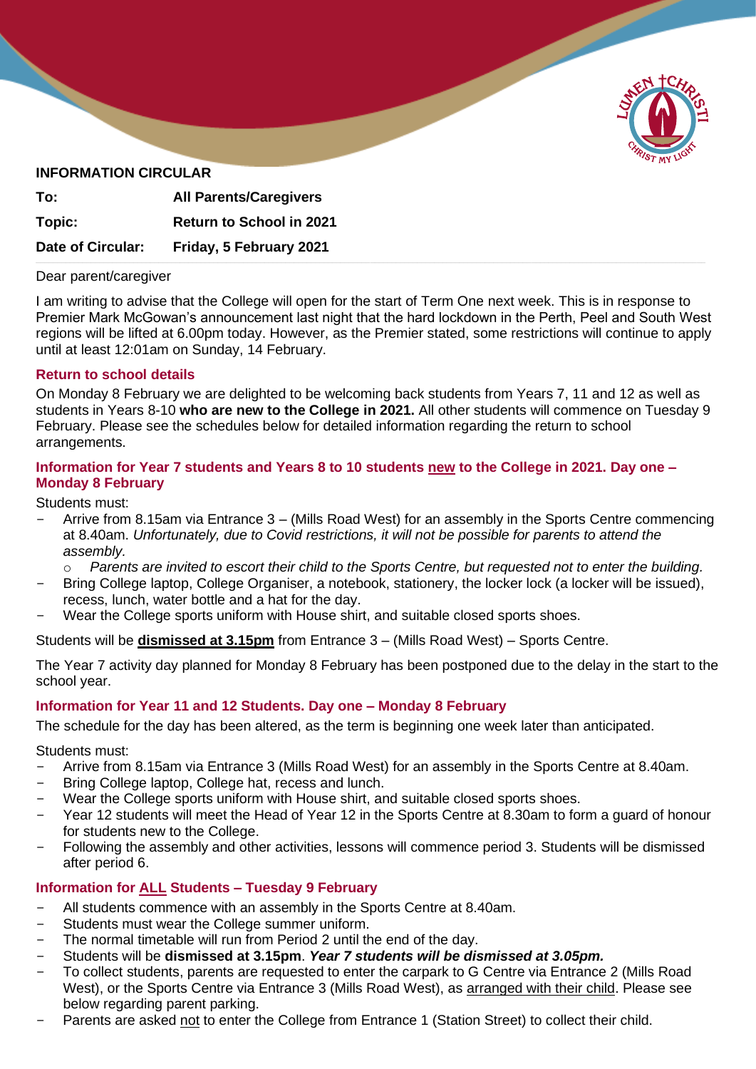**INFORMATION CIRCULAR**

| | |
|---|---|
| **To:** | **All Parents/Caregivers** |
| **Topic:** | **Return to School in 2021** |
| **Date of Circular:** | **Friday, 5 February 2021** |

Dear parent/caregiver

I am writing to advise that the College will open for the start of Term One next week. This is in response to Premier Mark McGowan's announcement last night that the hard lockdown in the Perth, Peel and South West regions will be lifted at 6.00pm today. However, as the Premier stated, some restrictions will continue to apply until at least 12:01am on Sunday, 14 February.

### Return to school details

On Monday 8 February we are delighted to be welcoming back students from Years 7, 11 and 12 as well as students in Years 8-10 **who are new to the College in 2021.** All other students will commence on Tuesday 9 February. Please see the schedules below for detailed information regarding the return to school arrangements.

### Information for Year 7 students and Years 8 to 10 students <u>new</u> to the College in 2021. Day one – Monday 8 February

Students must:

- Arrive from 8.15am via Entrance 3 – (Mills Road West) for an assembly in the Sports Centre commencing at 8.40am. *Unfortunately, due to Covid restrictions, it will not be possible for parents to attend the assembly.*
  - *Parents are invited to escort their child to the Sports Centre, but requested not to enter the building.*
- Bring College laptop, College Organiser, a notebook, stationery, the locker lock (a locker will be issued), recess, lunch, water bottle and a hat for the day.
- Wear the College sports uniform with House shirt, and suitable closed sports shoes.

Students will be **<u>dismissed at 3.15pm</u>** from Entrance 3 – (Mills Road West) – Sports Centre.

The Year 7 activity day planned for Monday 8 February has been postponed due to the delay in the start to the school year.

### Information for Year 11 and 12 Students. Day one – Monday 8 February

The schedule for the day has been altered, as the term is beginning one week later than anticipated.

Students must:

- Arrive from 8.15am via Entrance 3 (Mills Road West) for an assembly in the Sports Centre at 8.40am.
- Bring College laptop, College hat, recess and lunch.
- Wear the College sports uniform with House shirt, and suitable closed sports shoes.
- Year 12 students will meet the Head of Year 12 in the Sports Centre at 8.30am to form a guard of honour for students new to the College.
- Following the assembly and other activities, lessons will commence period 3. Students will be dismissed after period 6.

### Information for <u>ALL</u> Students – Tuesday 9 February

- All students commence with an assembly in the Sports Centre at 8.40am.
- Students must wear the College summer uniform.
- The normal timetable will run from Period 2 until the end of the day.
- Students will be **dismissed at 3.15pm**. ***Year 7 students will be dismissed at 3.05pm.***
- To collect students, parents are requested to enter the carpark to G Centre via Entrance 2 (Mills Road West), or the Sports Centre via Entrance 3 (Mills Road West), as <u>arranged with their child</u>. Please see below regarding parent parking.
- Parents are asked <u>not</u> to enter the College from Entrance 1 (Station Street) to collect their child.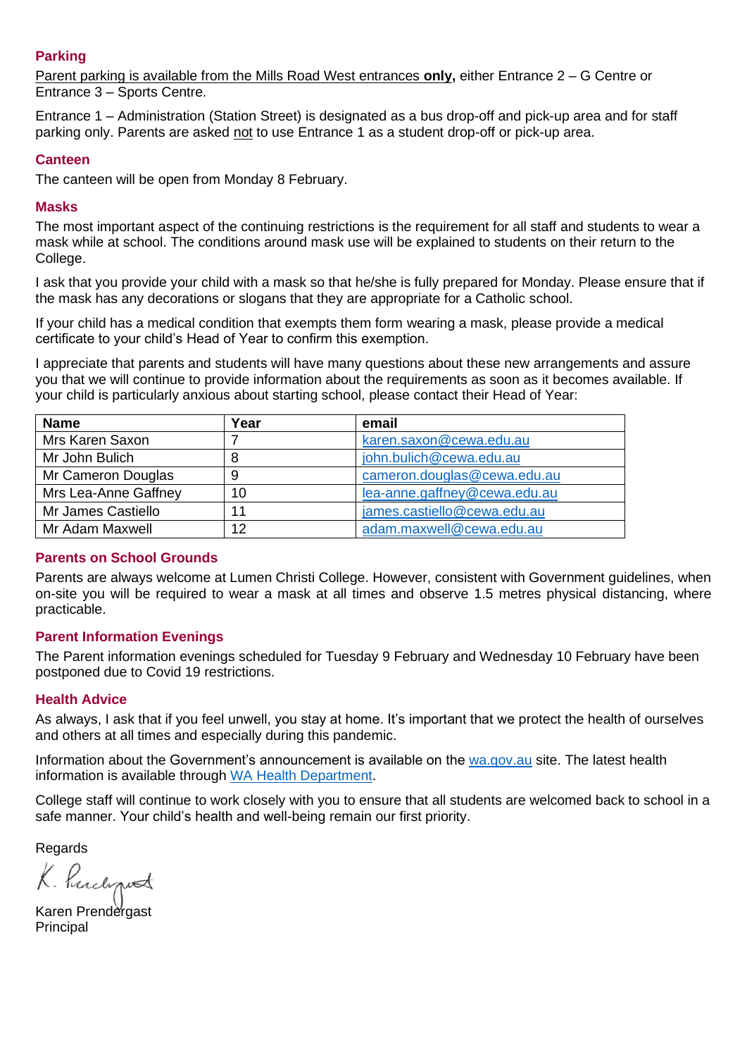## Parking

Parent parking is available from the Mills Road West entrances **only,** either Entrance 2 – G Centre or Entrance 3 – Sports Centre.

Entrance 1 – Administration (Station Street) is designated as a bus drop-off and pick-up area and for staff parking only. Parents are asked not to use Entrance 1 as a student drop-off or pick-up area.

## Canteen

The canteen will be open from Monday 8 February.

## Masks

The most important aspect of the continuing restrictions is the requirement for all staff and students to wear a mask while at school. The conditions around mask use will be explained to students on their return to the College.

I ask that you provide your child with a mask so that he/she is fully prepared for Monday. Please ensure that if the mask has any decorations or slogans that they are appropriate for a Catholic school.

If your child has a medical condition that exempts them form wearing a mask, please provide a medical certificate to your child's Head of Year to confirm this exemption.

I appreciate that parents and students will have many questions about these new arrangements and assure you that we will continue to provide information about the requirements as soon as it becomes available. If your child is particularly anxious about starting school, please contact their Head of Year:

| Name | Year | email |
| --- | --- | --- |
| Mrs Karen Saxon | 7 | karen.saxon@cewa.edu.au |
| Mr John Bulich | 8 | john.bulich@cewa.edu.au |
| Mr Cameron Douglas | 9 | cameron.douglas@cewa.edu.au |
| Mrs Lea-Anne Gaffney | 10 | lea-anne.gaffney@cewa.edu.au |
| Mr James Castiello | 11 | james.castiello@cewa.edu.au |
| Mr Adam Maxwell | 12 | adam.maxwell@cewa.edu.au |

## Parents on School Grounds

Parents are always welcome at Lumen Christi College. However, consistent with Government guidelines, when on-site you will be required to wear a mask at all times and observe 1.5 metres physical distancing, where practicable.

## Parent Information Evenings

The Parent information evenings scheduled for Tuesday 9 February and Wednesday 10 February have been postponed due to Covid 19 restrictions.

## Health Advice

As always, I ask that if you feel unwell, you stay at home. It's important that we protect the health of ourselves and others at all times and especially during this pandemic.

Information about the Government's announcement is available on the wa.gov.au site. The latest health information is available through WA Health Department.

College staff will continue to work closely with you to ensure that all students are welcomed back to school in a safe manner. Your child's health and well-being remain our first priority.

Regards

K. Prendergast

Karen Prendergast
Principal